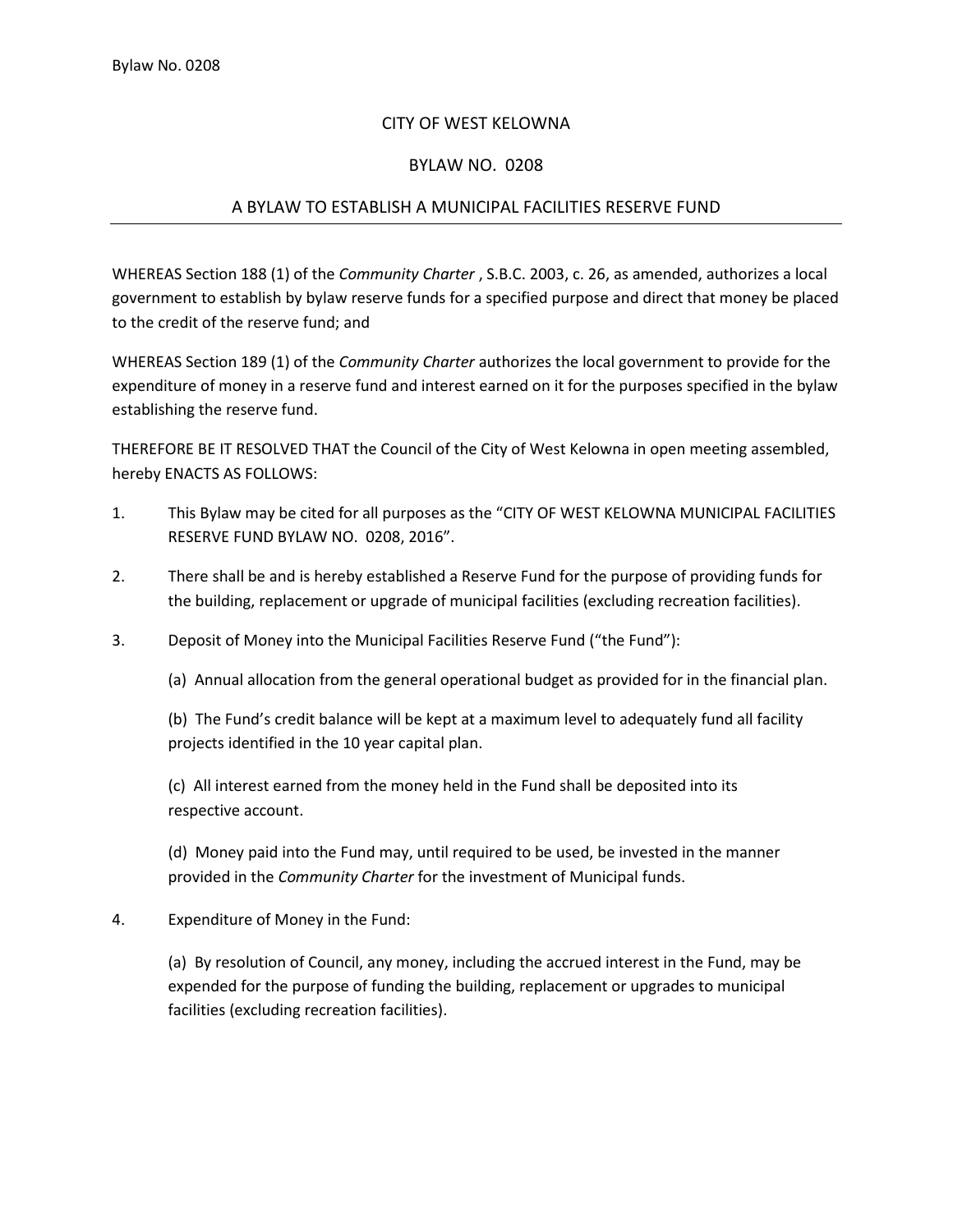# CITY OF WEST KELOWNA

## BYLAW NO. 0208

## A BYLAW TO ESTABLISH A MUNICIPAL FACILITIES RESERVE FUND

WHEREAS Section 188 (1) of the *Community Charter* , S.B.C. 2003, c. 26, as amended, authorizes a local government to establish by bylaw reserve funds for a specified purpose and direct that money be placed to the credit of the reserve fund; and

WHEREAS Section 189 (1) of the *Community Charter* authorizes the local government to provide for the expenditure of money in a reserve fund and interest earned on it for the purposes specified in the bylaw establishing the reserve fund.

THEREFORE BE IT RESOLVED THAT the Council of the City of West Kelowna in open meeting assembled, hereby ENACTS AS FOLLOWS:

1. This Bylaw may be cited for all purposes as the "CITY OF WEST KELOWNA MUNICIPAL FACILITIES RESERVE FUND BYLAW NO. 0208, 2016".

2. There shall be and is hereby established a Reserve Fund for the purpose of providing funds for the building, replacement or upgrade of municipal facilities (excluding recreation facilities).

3. Deposit of Money into the Municipal Facilities Reserve Fund ("the Fund"):

   (a) Annual allocation from the general operational budget as provided for in the financial plan.

   (b) The Fund's credit balance will be kept at a maximum level to adequately fund all facility projects identified in the 10 year capital plan.

   (c) All interest earned from the money held in the Fund shall be deposited into its respective account.

   (d) Money paid into the Fund may, until required to be used, be invested in the manner provided in the *Community Charter* for the investment of Municipal funds.

4. Expenditure of Money in the Fund:

   (a) By resolution of Council, any money, including the accrued interest in the Fund, may be expended for the purpose of funding the building, replacement or upgrades to municipal facilities (excluding recreation facilities).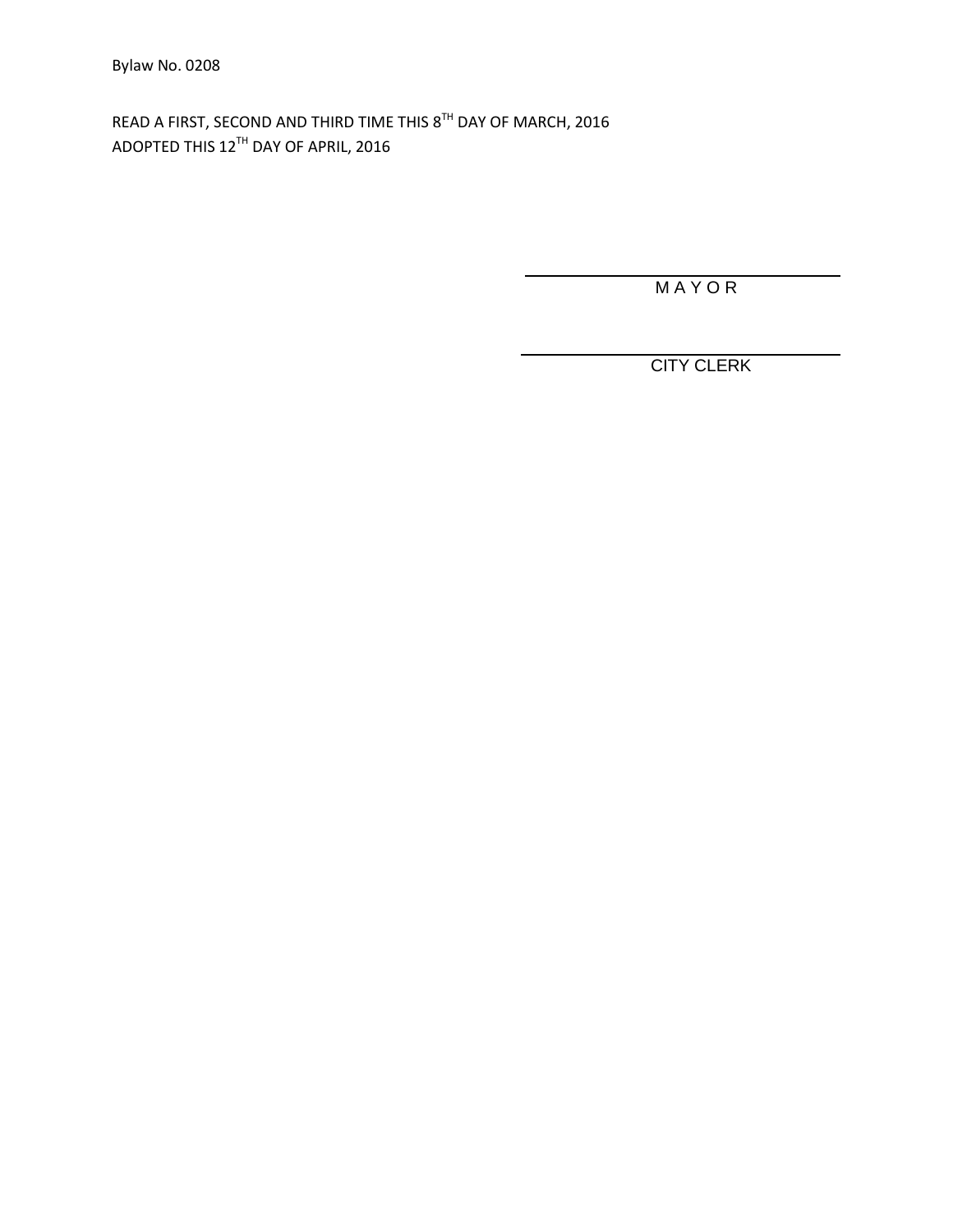Bylaw No. 0208

READ A FIRST, SECOND AND THIRD TIME THIS 8TH DAY OF MARCH, 2016
ADOPTED THIS 12TH DAY OF APRIL, 2016

\_\_\_\_\_\_\_\_\_\_\_\_\_\_\_\_\_\_\_\_\_\_\_\_\_\_\_\_\_\_\_\_
M A Y O R

\_\_\_\_\_\_\_\_\_\_\_\_\_\_\_\_\_\_\_\_\_\_\_\_\_\_\_\_\_\_\_\_
CITY CLERK